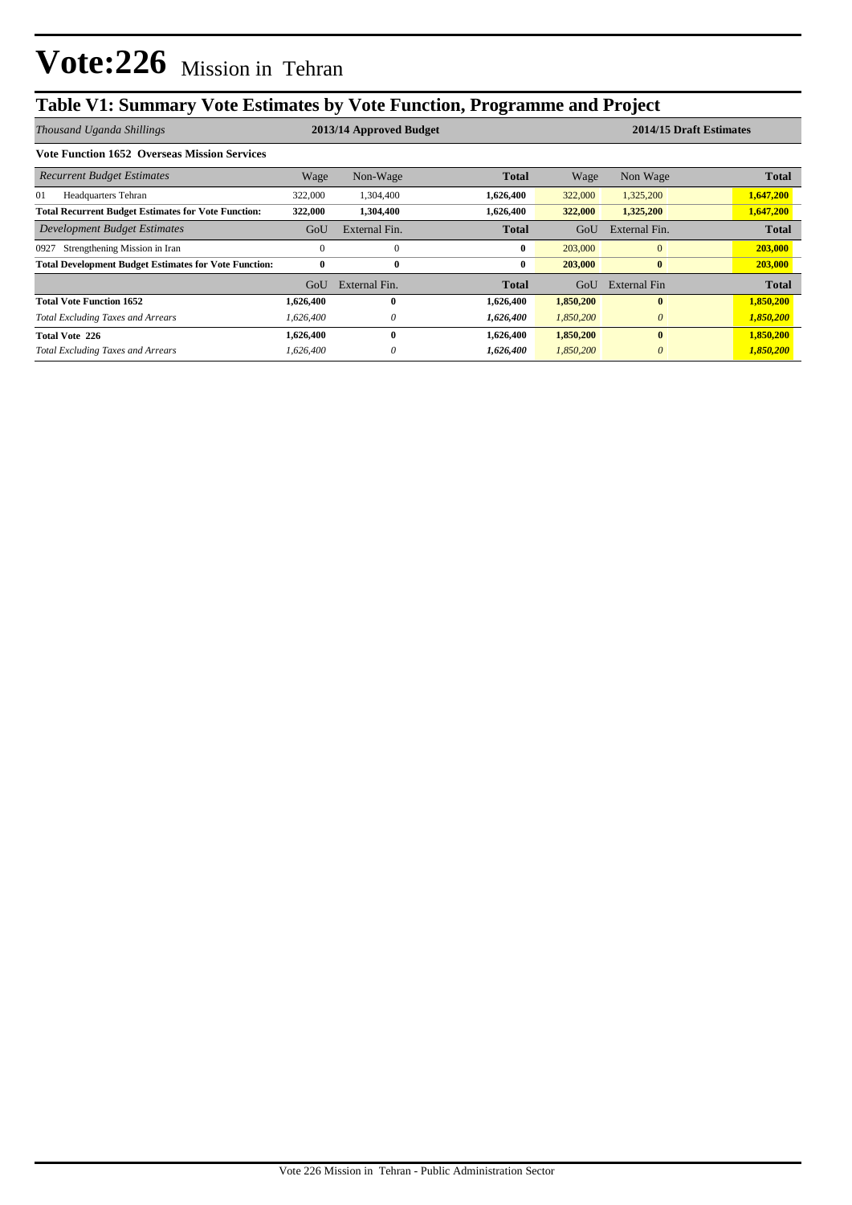# Vote:226 Mission in Tehran

## Table V1: Summary Vote Estimates by Vote Function, Programme and Project

| *Thousand Uganda Shillings* | 2013/14 Approved Budget | | | 2014/15 Draft Estimates | | |
|---|---|---|---|---|---|---|
| **Vote Function 1652 Overseas Mission Services** | | | | | | |
| *Recurrent Budget Estimates* | Wage | Non-Wage | **Total** | Wage | Non Wage | **Total** |
| 01 Headquarters Tehran | 322,000 | 1,304,400 | 1,626,400 | 322,000 | 1,325,200 | 1,647,200 |
| **Total Recurrent Budget Estimates for Vote Function:** | **322,000** | **1,304,400** | 1,626,400 | **322,000** | 1,325,200 | **1,647,200** |
| *Development Budget Estimates* | GoU | External Fin. | **Total** | GoU | External Fin. | **Total** |
| 0927 Strengthening Mission in Iran | 0 | 0 | **0** | 203,000 | 0 | **203,000** |
| **Total Development Budget Estimates for Vote Function:** | **0** | **0** | **0** | **203,000** | **0** | **203,000** |
| | GoU | External Fin. | **Total** | GoU | External Fin | **Total** |
| **Total Vote Function 1652** | **1,626,400** | **0** | **1,626,400** | **1,850,200** | **0** | **1,850,200** |
| *Total Excluding Taxes and Arrears* | *1,626,400* | *0* | ***1,626,400*** | *1,850,200* | *0* | ***1,850,200*** |
| **Total Vote 226** | **1,626,400** | **0** | **1,626,400** | **1,850,200** | **0** | **1,850,200** |
| *Total Excluding Taxes and Arrears* | *1,626,400* | *0* | ***1,626,400*** | *1,850,200* | *0* | ***1,850,200*** |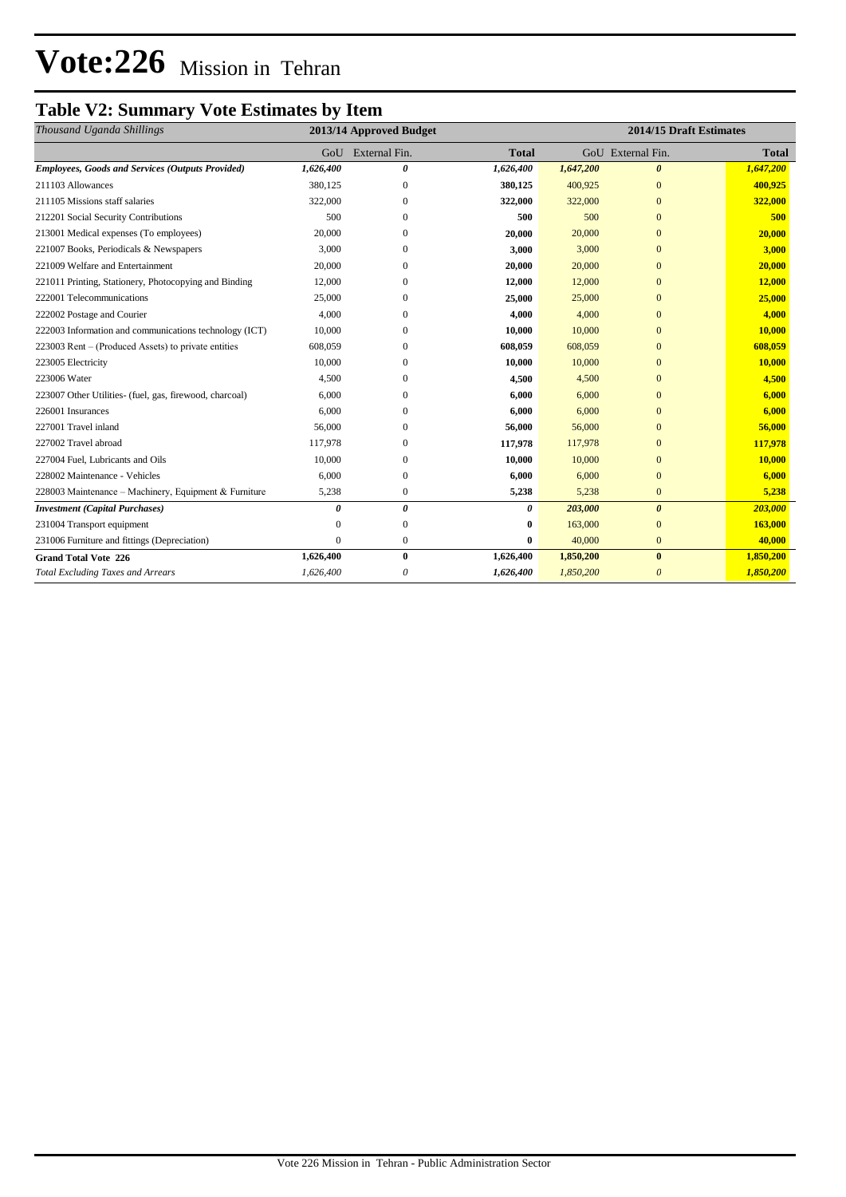# Vote:226 Mission in Tehran

## Table V2: Summary Vote Estimates by Item

| *Thousand Uganda Shillings* | 2013/14 Approved Budget | | | 2014/15 Draft Estimates | | |
|---|---|---|---|---|---|---|
| | GoU | External Fin. | Total | GoU | External Fin. | Total |
| ***Employees, Goods and Services (Outputs Provided)*** | ***1,626,400*** | ***0*** | ***1,626,400*** | ***1,647,200*** | ***0*** | ***1,647,200*** |
| 211103 Allowances | 380,125 | 0 | **380,125** | 400,925 | 0 | **400,925** |
| 211105 Missions staff salaries | 322,000 | 0 | **322,000** | 322,000 | 0 | **322,000** |
| 212201 Social Security Contributions | 500 | 0 | **500** | 500 | 0 | **500** |
| 213001 Medical expenses (To employees) | 20,000 | 0 | **20,000** | 20,000 | 0 | **20,000** |
| 221007 Books, Periodicals & Newspapers | 3,000 | 0 | **3,000** | 3,000 | 0 | **3,000** |
| 221009 Welfare and Entertainment | 20,000 | 0 | **20,000** | 20,000 | 0 | **20,000** |
| 221011 Printing, Stationery, Photocopying and Binding | 12,000 | 0 | **12,000** | 12,000 | 0 | **12,000** |
| 222001 Telecommunications | 25,000 | 0 | **25,000** | 25,000 | 0 | **25,000** |
| 222002 Postage and Courier | 4,000 | 0 | **4,000** | 4,000 | 0 | **4,000** |
| 222003 Information and communications technology (ICT) | 10,000 | 0 | **10,000** | 10,000 | 0 | **10,000** |
| 223003 Rent – (Produced Assets) to private entities | 608,059 | 0 | **608,059** | 608,059 | 0 | **608,059** |
| 223005 Electricity | 10,000 | 0 | **10,000** | 10,000 | 0 | **10,000** |
| 223006 Water | 4,500 | 0 | **4,500** | 4,500 | 0 | **4,500** |
| 223007 Other Utilities- (fuel, gas, firewood, charcoal) | 6,000 | 0 | **6,000** | 6,000 | 0 | **6,000** |
| 226001 Insurances | 6,000 | 0 | **6,000** | 6,000 | 0 | **6,000** |
| 227001 Travel inland | 56,000 | 0 | **56,000** | 56,000 | 0 | **56,000** |
| 227002 Travel abroad | 117,978 | 0 | **117,978** | 117,978 | 0 | **117,978** |
| 227004 Fuel, Lubricants and Oils | 10,000 | 0 | **10,000** | 10,000 | 0 | **10,000** |
| 228002 Maintenance - Vehicles | 6,000 | 0 | **6,000** | 6,000 | 0 | **6,000** |
| 228003 Maintenance – Machinery, Equipment & Furniture | 5,238 | 0 | **5,238** | 5,238 | 0 | **5,238** |
| ***Investment (Capital Purchases)*** | ***0*** | ***0*** | ***0*** | ***203,000*** | ***0*** | ***203,000*** |
| 231004 Transport equipment | 0 | 0 | **0** | 163,000 | 0 | **163,000** |
| 231006 Furniture and fittings (Depreciation) | 0 | 0 | **0** | 40,000 | 0 | **40,000** |
| **Grand Total Vote 226** | **1,626,400** | **0** | **1,626,400** | **1,850,200** | **0** | **1,850,200** |
| *Total Excluding Taxes and Arrears* | *1,626,400* | *0* | ***1,626,400*** | *1,850,200* | *0* | ***1,850,200*** |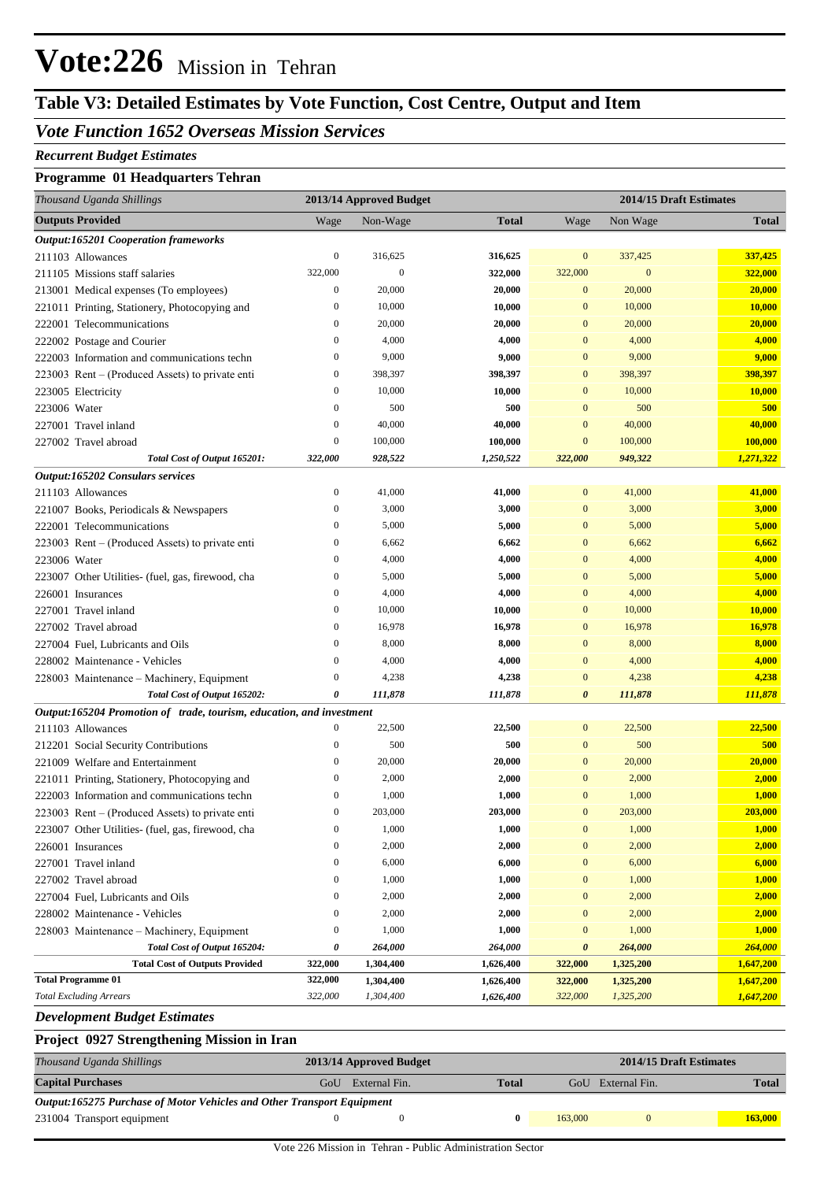# Vote:226 Mission in Tehran

## Table V3: Detailed Estimates by Vote Function, Cost Centre, Output and Item

### *Vote Function 1652 Overseas Mission Services*

*Recurrent Budget Estimates*

**Programme 01 Headquarters Tehran**

| *Thousand Uganda Shillings* | 2013/14 Approved Budget | | | 2014/15 Draft Estimates | | |
|---|---|---|---|---|---|---|
| **Outputs Provided** | Wage | Non-Wage | **Total** | Wage | Non Wage | **Total** |
| ***Output:165201 Cooperation frameworks*** | | | | | | |
| 211103 Allowances | 0 | 316,625 | **316,625** | 0 | 337,425 | **337,425** |
| 211105 Missions staff salaries | 322,000 | 0 | **322,000** | 322,000 | 0 | **322,000** |
| 213001 Medical expenses (To employees) | 0 | 20,000 | **20,000** | 0 | 20,000 | **20,000** |
| 221011 Printing, Stationery, Photocopying and | 0 | 10,000 | **10,000** | 0 | 10,000 | **10,000** |
| 222001 Telecommunications | 0 | 20,000 | **20,000** | 0 | 20,000 | **20,000** |
| 222002 Postage and Courier | 0 | 4,000 | **4,000** | 0 | 4,000 | **4,000** |
| 222003 Information and communications techn | 0 | 9,000 | **9,000** | 0 | 9,000 | **9,000** |
| 223003 Rent – (Produced Assets) to private enti | 0 | 398,397 | **398,397** | 0 | 398,397 | **398,397** |
| 223005 Electricity | 0 | 10,000 | **10,000** | 0 | 10,000 | **10,000** |
| 223006 Water | 0 | 500 | **500** | 0 | 500 | **500** |
| 227001 Travel inland | 0 | 40,000 | **40,000** | 0 | 40,000 | **40,000** |
| 227002 Travel abroad | 0 | 100,000 | **100,000** | 0 | 100,000 | **100,000** |
| ***Total Cost of Output 165201:*** | ***322,000*** | ***928,522*** | ***1,250,522*** | ***322,000*** | ***949,322*** | ***1,271,322*** |
| ***Output:165202 Consulars services*** | | | | | | |
| 211103 Allowances | 0 | 41,000 | **41,000** | 0 | 41,000 | **41,000** |
| 221007 Books, Periodicals & Newspapers | 0 | 3,000 | **3,000** | 0 | 3,000 | **3,000** |
| 222001 Telecommunications | 0 | 5,000 | **5,000** | 0 | 5,000 | **5,000** |
| 223003 Rent – (Produced Assets) to private enti | 0 | 6,662 | **6,662** | 0 | 6,662 | **6,662** |
| 223006 Water | 0 | 4,000 | **4,000** | 0 | 4,000 | **4,000** |
| 223007 Other Utilities- (fuel, gas, firewood, cha | 0 | 5,000 | **5,000** | 0 | 5,000 | **5,000** |
| 226001 Insurances | 0 | 4,000 | **4,000** | 0 | 4,000 | **4,000** |
| 227001 Travel inland | 0 | 10,000 | **10,000** | 0 | 10,000 | **10,000** |
| 227002 Travel abroad | 0 | 16,978 | **16,978** | 0 | 16,978 | **16,978** |
| 227004 Fuel, Lubricants and Oils | 0 | 8,000 | **8,000** | 0 | 8,000 | **8,000** |
| 228002 Maintenance - Vehicles | 0 | 4,000 | **4,000** | 0 | 4,000 | **4,000** |
| 228003 Maintenance – Machinery, Equipment | 0 | 4,238 | **4,238** | 0 | 4,238 | **4,238** |
| ***Total Cost of Output 165202:*** | ***0*** | ***111,878*** | ***111,878*** | ***0*** | ***111,878*** | ***111,878*** |
| ***Output:165204 Promotion of trade, tourism, education, and investment*** | | | | | | |
| 211103 Allowances | 0 | 22,500 | **22,500** | 0 | 22,500 | **22,500** |
| 212201 Social Security Contributions | 0 | 500 | **500** | 0 | 500 | **500** |
| 221009 Welfare and Entertainment | 0 | 20,000 | **20,000** | 0 | 20,000 | **20,000** |
| 221011 Printing, Stationery, Photocopying and | 0 | 2,000 | **2,000** | 0 | 2,000 | **2,000** |
| 222003 Information and communications techn | 0 | 1,000 | **1,000** | 0 | 1,000 | **1,000** |
| 223003 Rent – (Produced Assets) to private enti | 0 | 203,000 | **203,000** | 0 | 203,000 | **203,000** |
| 223007 Other Utilities- (fuel, gas, firewood, cha | 0 | 1,000 | **1,000** | 0 | 1,000 | **1,000** |
| 226001 Insurances | 0 | 2,000 | **2,000** | 0 | 2,000 | **2,000** |
| 227001 Travel inland | 0 | 6,000 | **6,000** | 0 | 6,000 | **6,000** |
| 227002 Travel abroad | 0 | 1,000 | **1,000** | 0 | 1,000 | **1,000** |
| 227004 Fuel, Lubricants and Oils | 0 | 2,000 | **2,000** | 0 | 2,000 | **2,000** |
| 228002 Maintenance - Vehicles | 0 | 2,000 | **2,000** | 0 | 2,000 | **2,000** |
| 228003 Maintenance – Machinery, Equipment | 0 | 1,000 | **1,000** | 0 | 1,000 | **1,000** |
| ***Total Cost of Output 165204:*** | ***0*** | ***264,000*** | ***264,000*** | ***0*** | ***264,000*** | ***264,000*** |
| **Total Cost of Outputs Provided** | **322,000** | **1,304,400** | **1,626,400** | **322,000** | **1,325,200** | **1,647,200** |
| **Total Programme 01** | **322,000** | **1,304,400** | **1,626,400** | **322,000** | **1,325,200** | **1,647,200** |
| *Total Excluding Arrears* | *322,000* | *1,304,400* | *1,626,400* | *322,000* | *1,325,200* | *1,647,200* |

*Development Budget Estimates*

**Project 0927 Strengthening Mission in Iran**

| *Thousand Uganda Shillings* | 2013/14 Approved Budget | | | 2014/15 Draft Estimates | | |
|---|---|---|---|---|---|---|
| **Capital Purchases** | GoU | External Fin. | **Total** | GoU | External Fin. | **Total** |
| ***Output:165275 Purchase of Motor Vehicles and Other Transport Equipment*** | | | | | | |
| 231004 Transport equipment | 0 | 0 | **0** | 163,000 | 0 | **163,000** |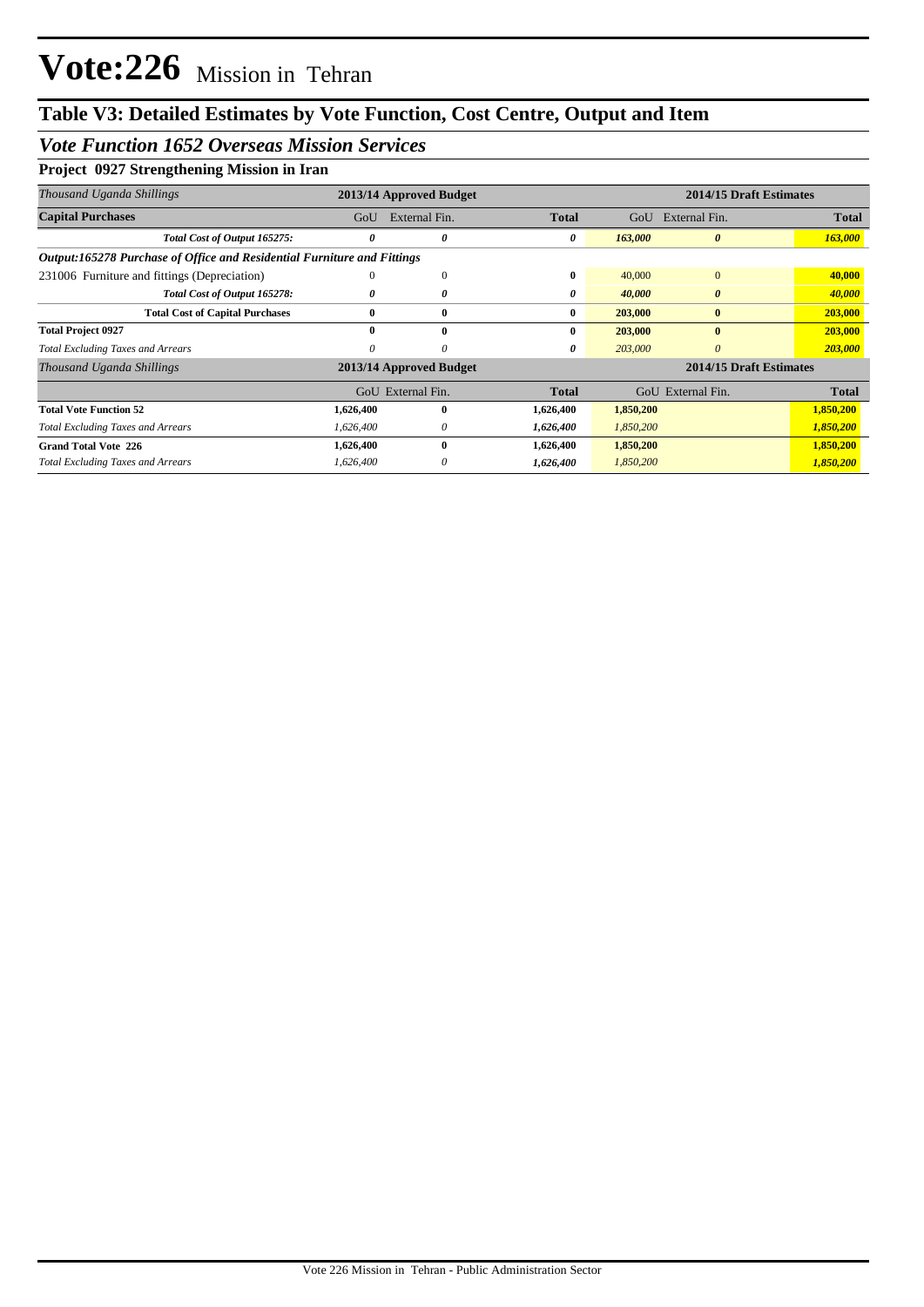# Vote:226 Mission in Tehran

## Table V3: Detailed Estimates by Vote Function, Cost Centre, Output and Item

### *Vote Function 1652 Overseas Mission Services*

**Project 0927 Strengthening Mission in Iran**

| *Thousand Uganda Shillings* | 2013/14 Approved Budget | | | 2014/15 Draft Estimates | | |
|---|---|---|---|---|---|---|
| **Capital Purchases** | GoU | External Fin. | **Total** | GoU | External Fin. | **Total** |
| ***Total Cost of Output 165275:*** | ***0*** | ***0*** | ***0*** | ***163,000*** | ***0*** | ***163,000*** |
| ***Output:165278 Purchase of Office and Residential Furniture and Fittings*** | | | | | | |
| 231006 Furniture and fittings (Depreciation) | 0 | 0 | **0** | 40,000 | 0 | **40,000** |
| ***Total Cost of Output 165278:*** | ***0*** | ***0*** | ***0*** | ***40,000*** | ***0*** | ***40,000*** |
| **Total Cost of Capital Purchases** | **0** | **0** | **0** | **203,000** | **0** | **203,000** |
| **Total Project 0927** | **0** | **0** | **0** | **203,000** | **0** | **203,000** |
| *Total Excluding Taxes and Arrears* | *0* | *0* | ***0*** | *203,000* | *0* | ***203,000*** |

| *Thousand Uganda Shillings* | 2013/14 Approved Budget | | | 2014/15 Draft Estimates | | |
|---|---|---|---|---|---|---|
| | GoU | External Fin. | **Total** | GoU | External Fin. | **Total** |
| **Total Vote Function 52** | **1,626,400** | **0** | **1,626,400** | **1,850,200** | | **1,850,200** |
| *Total Excluding Taxes and Arrears* | *1,626,400* | *0* | ***1,626,400*** | *1,850,200* | | ***1,850,200*** |
| **Grand Total Vote 226** | **1,626,400** | **0** | **1,626,400** | **1,850,200** | | **1,850,200** |
| *Total Excluding Taxes and Arrears* | *1,626,400* | *0* | ***1,626,400*** | *1,850,200* | | ***1,850,200*** |